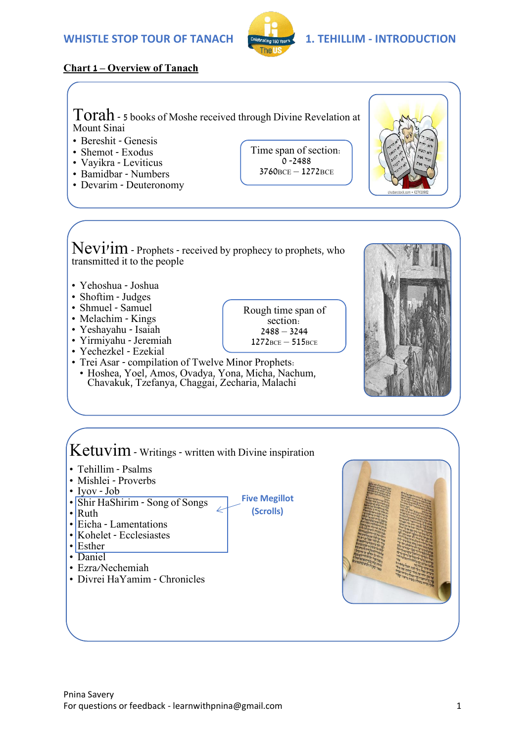## Chart 1 – Overview of Tanach

### Torah - 5 books of Moshe received through Divine Revelation at Mount Sinai

- Bereshit - Genesis
- Shemot - Exodus
- Vayikra - Leviticus
- Bamidbar - Numbers
- Devarim - Deuteronomy

Time span of section:
0 -2488
3760BCE – 1272BCE

### Nevi'im - Prophets - received by prophecy to prophets, who transmitted it to the people

- Yehoshua - Joshua
- Shoftim - Judges
- Shmuel - Samuel
- Melachim - Kings
- Yeshayahu - Isaiah
- Yirmiyahu - Jeremiah
- Yechezkel - Ezekial
- Trei Asar - compilation of Twelve Minor Prophets:
  - Hoshea, Yoel, Amos, Ovadya, Yona, Micha, Nachum, Chavakuk, Tzefanya, Chaggai, Zecharia, Malachi

Rough time span of section:
2488 – 3244
1272BCE – 515BCE

### Ketuvim - Writings - written with Divine inspiration

- Tehillim - Psalms
- Mishlei - Proverbs
- Iyov - Job
- Shir HaShirim - Song of Songs
- Ruth
- Eicha - Lamentations
- Kohelet - Ecclesiastes
- Esther
- Daniel
- Ezra/Nechemiah
- Divrei HaYamim - Chronicles

**Five Megillot (Scrolls)**: Shir HaShirim, Ruth, Eicha, Kohelet, Esther

Pnina Savery
For questions or feedback - learnwithpnina@gmail.com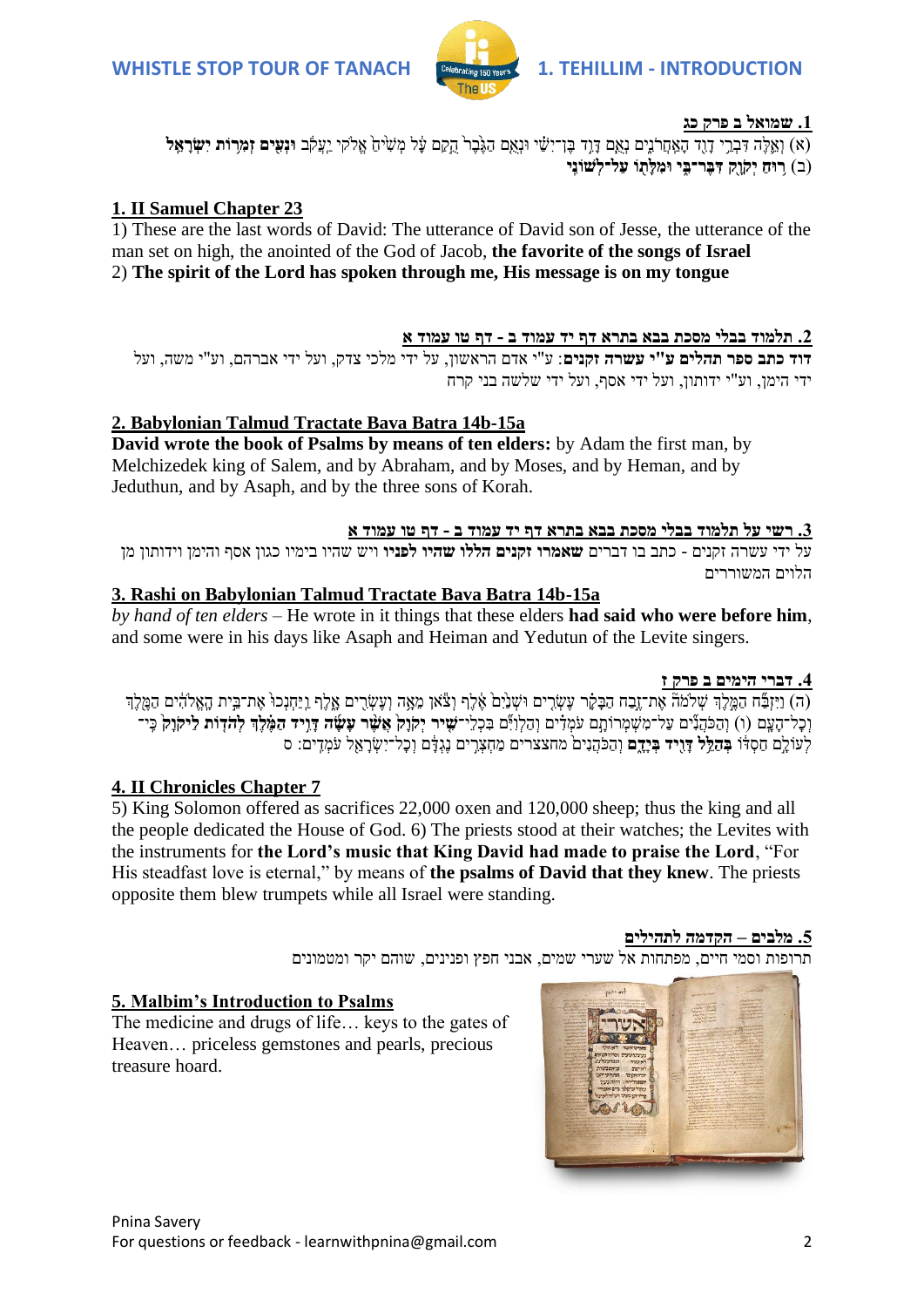# 1. TEHILLIM - INTRODUCTION

**1. שמואל ב פרק כג**

(א) וְאֵלֶּה דִּבְרֵי דָוִד הָאַחֲרֹנִים נְאֻם דָּוִד בֶּן־יִשַׁי וּנְאֻם הַגֶּבֶר הֻקַם עָל מְשִׁיחַ אֱלֹקֵי יַעֲקֹב **וּנְעִים זְמִרוֹת יִשְׂרָאֵל**
(ב) **רוּחַ יְקוָק דִּבֶּר־בִּי וּמִלָּתוֹ עַל־לְשׁוֹנִי**

## 1. II Samuel Chapter 23

1) These are the last words of David: The utterance of David son of Jesse, the utterance of the man set on high, the anointed of the God of Jacob, **the favorite of the songs of Israel**
2) **The spirit of the Lord has spoken through me, His message is on my tongue**

**2. תלמוד בבלי מסכת בבא בתרא דף יד עמוד ב - דף טו עמוד א**

**דוד כתב ספר תהלים ע"י עשרה זקנים**: ע"י אדם הראשון, על ידי מלכי צדק, ועל ידי אברהם, וע"י משה, ועל ידי הימן, וע"י ידותון, ועל ידי אסף, ועל ידי שלשה בני קרח

## 2. Babylonian Talmud Tractate Bava Batra 14b-15a

**David wrote the book of Psalms by means of ten elders:** by Adam the first man, by Melchizedek king of Salem, and by Abraham, and by Moses, and by Heman, and by Jeduthun, and by Asaph, and by the three sons of Korah.

**3. רשי על תלמוד בבלי מסכת בבא בתרא דף יד עמוד ב - דף טו עמוד א**

על ידי עשרה זקנים - כתב בו דברים **שאמרו זקנים הללו שהיו לפניו** ויש שהיו בימיו כגון אסף והימן וידותון מן הלוים המשוררים

## 3. Rashi on Babylonian Talmud Tractate Bava Batra 14b-15a

*by hand of ten elders* – He wrote in it things that these elders **had said who were before him**, and some were in his days like Asaph and Heiman and Yedutun of the Levite singers.

**4. דברי הימים ב פרק ז**

(ה) וַיִּזְבַּח הַמֶּלֶךְ שְׁלֹמֹה אֶת־זֶבַח הַבָּקָר עֶשְׂרִים וּשְׁנַיִם אֶלֶף וְצֹאן מֵאָה וְעֶשְׂרִים אָלֶף וַיַּחְנְכוּ אֶת־בֵּית הָאֱלֹהִים הַמֶּלֶךְ וְכָל־הָעָם (ו) וְהַכֹּהֲנִים עַל־מִשְׁמְרוֹתָם עֹמְדִים וְהַלְוִיִּם בִּכְלֵי־**שִׁיר יְקוָק אֲשֶׁר עָשָׂה דָּוִיד הַמֶּלֶךְ לְהֹדוֹת לַיקוָק** כִּי־לְעוֹלָם חַסְדּוֹ **בְּהַלֵּל דָּוִיד בְּיָדָם** וְהַכֹּהֲנִים מחצצרים מַחְצְרִים נֶגְדָּם וְכָל־יִשְׂרָאֵל עֹמְדִים: ס

## 4. II Chronicles Chapter 7

5) King Solomon offered as sacrifices 22,000 oxen and 120,000 sheep; thus the king and all the people dedicated the House of God. 6) The priests stood at their watches; the Levites with the instruments for **the Lord's music that King David had made to praise the Lord**, "For His steadfast love is eternal," by means of **the psalms of David that they knew**. The priests opposite them blew trumpets while all Israel were standing.

**5. מלבים – הקדמה לתהילים**

תרופות וסמי חיים, מפתחות אל שערי שמים, אבני חפץ ופנינים, שוהם יקר ומטמונים

## 5. Malbim's Introduction to Psalms

The medicine and drugs of life… keys to the gates of Heaven… priceless gemstones and pearls, precious treasure hoard.

Pnina Savery
For questions or feedback - learnwithpnina@gmail.com